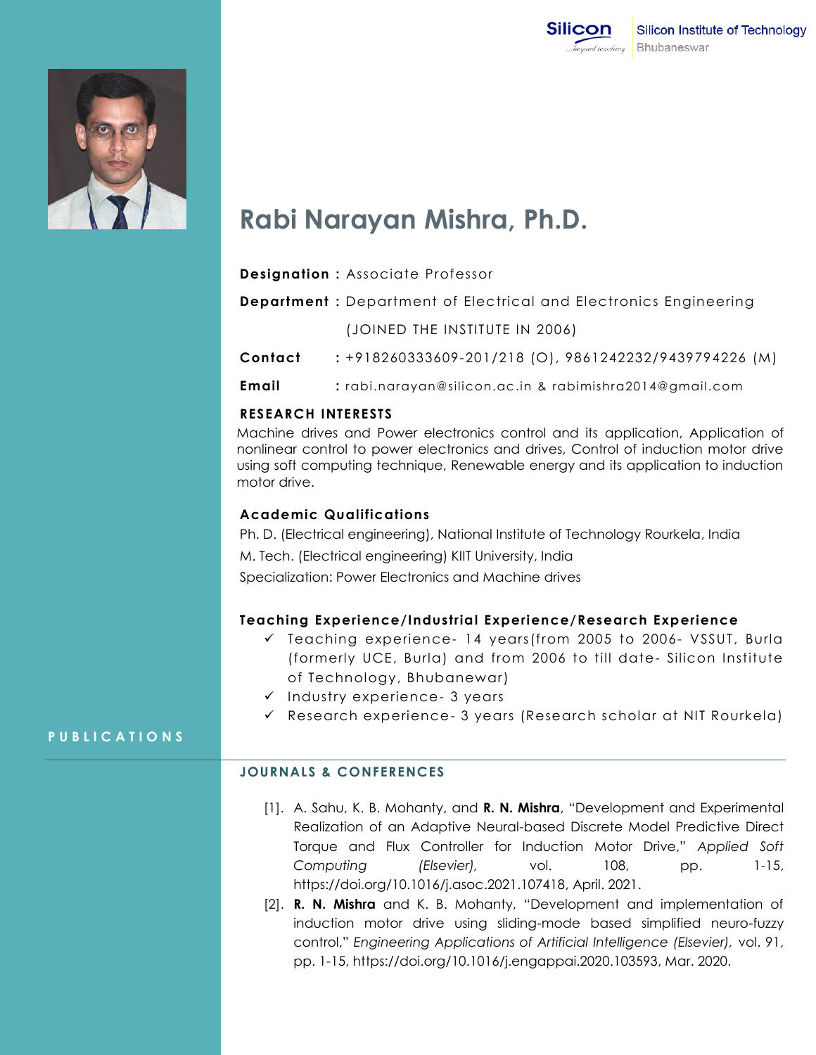# Rabi Narayan Mishra, Ph.D.

**Designation :** Associate Professor

**Department :** Department of Electrical and Electronics Engineering

(JOINED THE INSTITUTE IN 2006)

**Contact :** +918260333609-201/218 (O), 9861242232/9439794226 (M)

**Email :** rabi.narayan@silicon.ac.in & rabimishra2014@gmail.com

## RESEARCH INTERESTS

Machine drives and Power electronics control and its application, Application of nonlinear control to power electronics and drives, Control of induction motor drive using soft computing technique, Renewable energy and its application to induction motor drive.

## Academic Qualifications

Ph. D. (Electrical engineering), National Institute of Technology Rourkela, India

M. Tech. (Electrical engineering) KIIT University, India

Specialization: Power Electronics and Machine drives

## Teaching Experience/Industrial Experience/Research Experience

- ✓ Teaching experience- 14 years(from 2005 to 2006- VSSUT, Burla (formerly UCE, Burla) and from 2006 to till date- Silicon Institute of Technology, Bhubanewar)
- ✓ Industry experience- 3 years
- ✓ Research experience- 3 years (Research scholar at NIT Rourkela)

# PUBLICATIONS

## JOURNALS & CONFERENCES

[1]. A. Sahu, K. B. Mohanty, and **R. N. Mishra**, "Development and Experimental Realization of an Adaptive Neural-based Discrete Model Predictive Direct Torque and Flux Controller for Induction Motor Drive," *Applied Soft Computing (Elsevier),* vol. 108, pp. 1-15, https://doi.org/10.1016/j.asoc.2021.107418, April. 2021.

[2]. **R. N. Mishra** and K. B. Mohanty, "Development and implementation of induction motor drive using sliding-mode based simplified neuro-fuzzy control," *Engineering Applications of Artificial Intelligence (Elsevier),* vol. 91, pp. 1-15, https://doi.org/10.1016/j.engappai.2020.103593, Mar. 2020.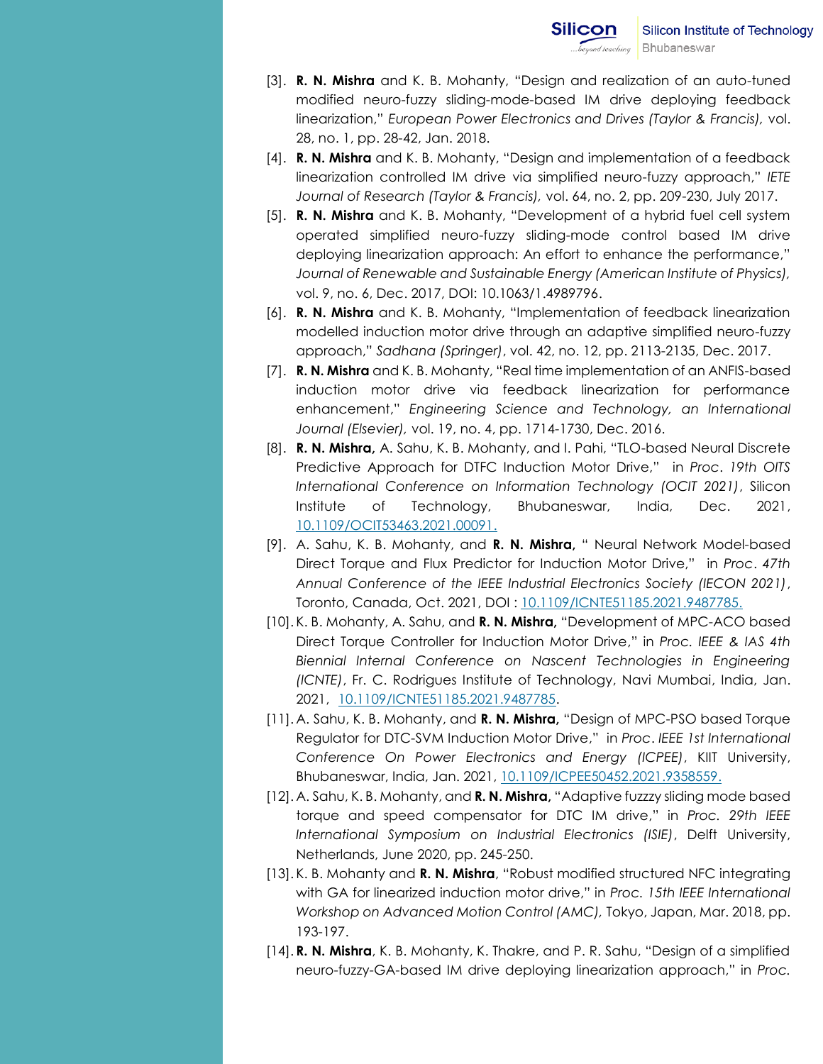[3]. **R. N. Mishra** and K. B. Mohanty, "Design and realization of an auto-tuned modified neuro-fuzzy sliding-mode-based IM drive deploying feedback linearization," *European Power Electronics and Drives (Taylor & Francis),* vol. 28, no. 1, pp. 28-42, Jan. 2018.

[4]. **R. N. Mishra** and K. B. Mohanty, "Design and implementation of a feedback linearization controlled IM drive via simplified neuro-fuzzy approach," *IETE Journal of Research (Taylor & Francis),* vol. 64, no. 2, pp. 209-230, July 2017.

[5]. **R. N. Mishra** and K. B. Mohanty, "Development of a hybrid fuel cell system operated simplified neuro-fuzzy sliding-mode control based IM drive deploying linearization approach: An effort to enhance the performance," *Journal of Renewable and Sustainable Energy (American Institute of Physics),* vol. 9, no. 6, Dec. 2017, DOI: 10.1063/1.4989796.

[6]. **R. N. Mishra** and K. B. Mohanty, "Implementation of feedback linearization modelled induction motor drive through an adaptive simplified neuro-fuzzy approach," *Sadhana (Springer)*, vol. 42, no. 12, pp. 2113-2135, Dec. 2017.

[7]. **R. N. Mishra** and K. B. Mohanty, "Real time implementation of an ANFIS-based induction motor drive via feedback linearization for performance enhancement," *Engineering Science and Technology, an International Journal (Elsevier),* vol. 19, no. 4, pp. 1714-1730, Dec. 2016.

[8]. **R. N. Mishra,** A. Sahu, K. B. Mohanty, and I. Pahi, "TLO-based Neural Discrete Predictive Approach for DTFC Induction Motor Drive," in *Proc. 19th OITS International Conference on Information Technology (OCIT 2021)*, Silicon Institute of Technology, Bhubaneswar, India, Dec. 2021, 10.1109/OCIT53463.2021.00091.

[9]. A. Sahu, K. B. Mohanty, and **R. N. Mishra,** " Neural Network Model-based Direct Torque and Flux Predictor for Induction Motor Drive," in *Proc. 47th Annual Conference of the IEEE Industrial Electronics Society (IECON 2021)*, Toronto, Canada, Oct. 2021, DOI : 10.1109/ICNTE51185.2021.9487785.

[10]. K. B. Mohanty, A. Sahu, and **R. N. Mishra,** "Development of MPC-ACO based Direct Torque Controller for Induction Motor Drive," in *Proc. IEEE & IAS 4th Biennial Internal Conference on Nascent Technologies in Engineering (ICNTE)*, Fr. C. Rodrigues Institute of Technology, Navi Mumbai, India, Jan. 2021, 10.1109/ICNTE51185.2021.9487785.

[11]. A. Sahu, K. B. Mohanty, and **R. N. Mishra,** "Design of MPC-PSO based Torque Regulator for DTC-SVM Induction Motor Drive," in *Proc. IEEE 1st International Conference On Power Electronics and Energy (ICPEE)*, KIIT University, Bhubaneswar, India, Jan. 2021, 10.1109/ICPEE50452.2021.9358559.

[12]. A. Sahu, K. B. Mohanty, and **R. N. Mishra,** "Adaptive fuzzzy sliding mode based torque and speed compensator for DTC IM drive," in *Proc. 29th IEEE International Symposium on Industrial Electronics (ISIE)*, Delft University, Netherlands, June 2020, pp. 245-250.

[13]. K. B. Mohanty and **R. N. Mishra**, "Robust modified structured NFC integrating with GA for linearized induction motor drive," in *Proc. 15th IEEE International Workshop on Advanced Motion Control (AMC),* Tokyo, Japan, Mar. 2018, pp. 193-197.

[14]. **R. N. Mishra**, K. B. Mohanty, K. Thakre, and P. R. Sahu, "Design of a simplified neuro-fuzzy-GA-based IM drive deploying linearization approach," in *Proc.*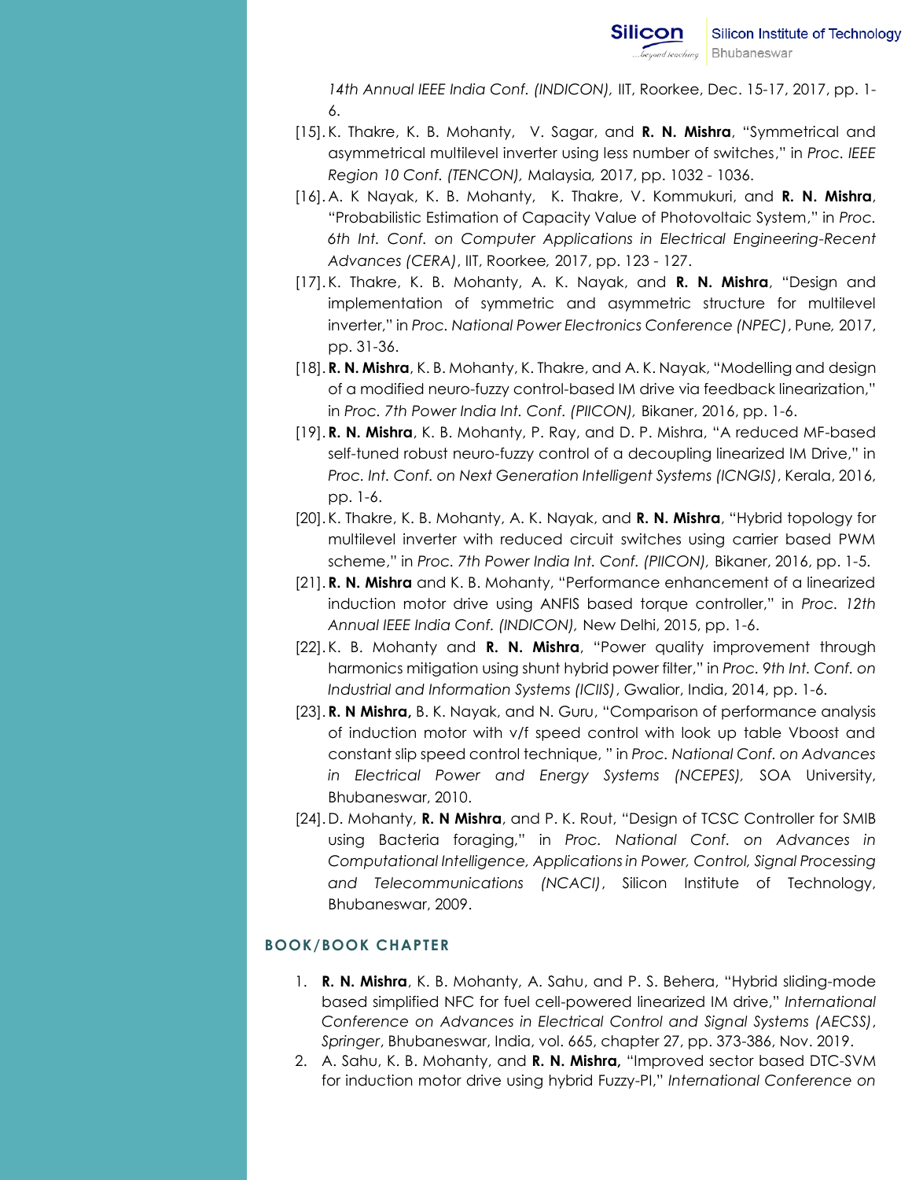14th Annual IEEE India Conf. (INDICON), IIT, Roorkee, Dec. 15-17, 2017, pp. 1-6.

[15]. K. Thakre, K. B. Mohanty, V. Sagar, and **R. N. Mishra**, "Symmetrical and asymmetrical multilevel inverter using less number of switches," in *Proc. IEEE Region 10 Conf. (TENCON),* Malaysia*,* 2017, pp. 1032 - 1036.

[16]. A. K Nayak, K. B. Mohanty, K. Thakre, V. Kommukuri, and **R. N. Mishra**, "Probabilistic Estimation of Capacity Value of Photovoltaic System," in *Proc. 6th Int. Conf. on Computer Applications in Electrical Engineering-Recent Advances (CERA)*, IIT, Roorkee*,* 2017, pp. 123 - 127.

[17]. K. Thakre, K. B. Mohanty, A. K. Nayak, and **R. N. Mishra**, "Design and implementation of symmetric and asymmetric structure for multilevel inverter," in *Proc. National Power Electronics Conference (NPEC)*, Pune*,* 2017, pp. 31-36.

[18]. **R. N. Mishra**, K. B. Mohanty, K. Thakre, and A. K. Nayak, "Modelling and design of a modified neuro-fuzzy control-based IM drive via feedback linearization," in *Proc. 7th Power India Int. Conf. (PIICON),* Bikaner, 2016, pp. 1-6.

[19]. **R. N. Mishra**, K. B. Mohanty, P. Ray, and D. P. Mishra, "A reduced MF-based self-tuned robust neuro-fuzzy control of a decoupling linearized IM Drive," in *Proc. Int. Conf. on Next Generation Intelligent Systems (ICNGIS)*, Kerala, 2016, pp. 1-6.

[20]. K. Thakre, K. B. Mohanty, A. K. Nayak, and **R. N. Mishra**, "Hybrid topology for multilevel inverter with reduced circuit switches using carrier based PWM scheme," in *Proc. 7th Power India Int. Conf. (PIICON),* Bikaner, 2016, pp. 1-5.

[21]. **R. N. Mishra** and K. B. Mohanty, "Performance enhancement of a linearized induction motor drive using ANFIS based torque controller," in *Proc. 12th Annual IEEE India Conf. (INDICON),* New Delhi, 2015, pp. 1-6.

[22]. K. B. Mohanty and **R. N. Mishra**, "Power quality improvement through harmonics mitigation using shunt hybrid power filter," in *Proc. 9th Int. Conf. on Industrial and Information Systems (ICIIS)*, Gwalior, India, 2014, pp. 1-6.

[23]. **R. N Mishra,** B. K. Nayak, and N. Guru, "Comparison of performance analysis of induction motor with v/f speed control with look up table Vboost and constant slip speed control technique, " in *Proc. National Conf. on Advances in Electrical Power and Energy Systems (NCEPES),* SOA University, Bhubaneswar, 2010.

[24]. D. Mohanty, **R. N Mishra**, and P. K. Rout, "Design of TCSC Controller for SMIB using Bacteria foraging," in *Proc. National Conf. on Advances in Computational Intelligence, Applications in Power, Control, Signal Processing and Telecommunications (NCACI)*, Silicon Institute of Technology, Bhubaneswar, 2009.

## BOOK/BOOK CHAPTER

1. **R. N. Mishra**, K. B. Mohanty, A. Sahu, and P. S. Behera, "Hybrid sliding-mode based simplified NFC for fuel cell-powered linearized IM drive," *International Conference on Advances in Electrical Control and Signal Systems (AECSS)*, *Springer*, Bhubaneswar, India, vol. 665, chapter 27, pp. 373-386, Nov. 2019.
2. A. Sahu, K. B. Mohanty, and **R. N. Mishra,** "Improved sector based DTC-SVM for induction motor drive using hybrid Fuzzy-PI," *International Conference on*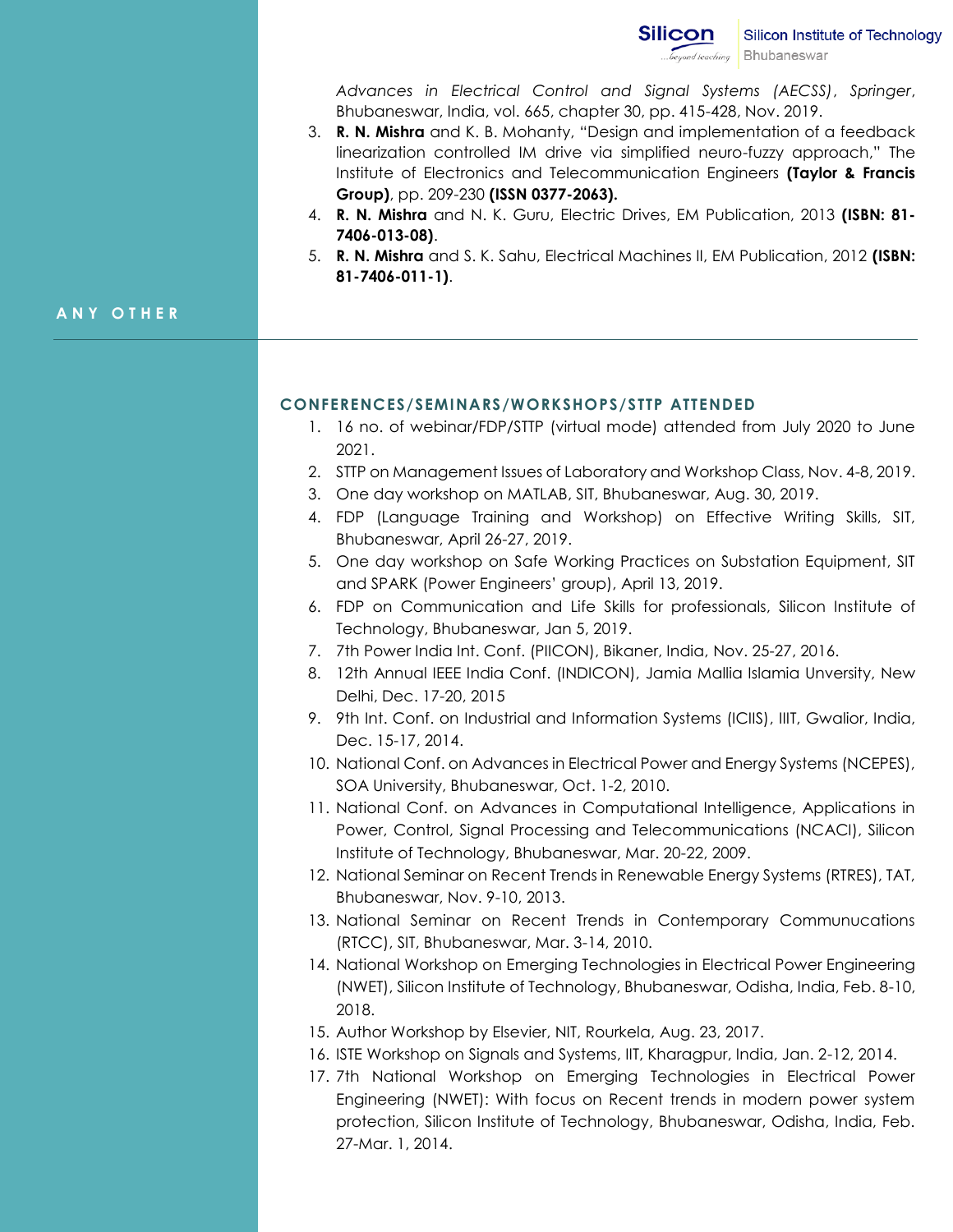*Advances in Electrical Control and Signal Systems (AECSS)*, *Springer*, Bhubaneswar, India, vol. 665, chapter 30, pp. 415-428, Nov. 2019.

3. **R. N. Mishra** and K. B. Mohanty, "Design and implementation of a feedback linearization controlled IM drive via simplified neuro-fuzzy approach," The Institute of Electronics and Telecommunication Engineers **(Taylor & Francis Group)**, pp. 209-230 **(ISSN 0377-2063).**
4. **R. N. Mishra** and N. K. Guru, Electric Drives, EM Publication, 2013 **(ISBN: 81-7406-013-08)**.
5. **R. N. Mishra** and S. K. Sahu, Electrical Machines II, EM Publication, 2012 **(ISBN: 81-7406-011-1)**.

## ANY OTHER

### CONFERENCES/SEMINARS/WORKSHOPS/STTP ATTENDED

1. 16 no. of webinar/FDP/STTP (virtual mode) attended from July 2020 to June 2021.
2. STTP on Management Issues of Laboratory and Workshop Class, Nov. 4-8, 2019.
3. One day workshop on MATLAB, SIT, Bhubaneswar, Aug. 30, 2019.
4. FDP (Language Training and Workshop) on Effective Writing Skills, SIT, Bhubaneswar, April 26-27, 2019.
5. One day workshop on Safe Working Practices on Substation Equipment, SIT and SPARK (Power Engineers' group), April 13, 2019.
6. FDP on Communication and Life Skills for professionals, Silicon Institute of Technology, Bhubaneswar, Jan 5, 2019.
7. 7th Power India Int. Conf. (PIICON), Bikaner, India, Nov. 25-27, 2016.
8. 12th Annual IEEE India Conf. (INDICON), Jamia Mallia Islamia Unversity, New Delhi, Dec. 17-20, 2015
9. 9th Int. Conf. on Industrial and Information Systems (ICIIS), IIIT, Gwalior, India, Dec. 15-17, 2014.
10. National Conf. on Advances in Electrical Power and Energy Systems (NCEPES), SOA University, Bhubaneswar, Oct. 1-2, 2010.
11. National Conf. on Advances in Computational Intelligence, Applications in Power, Control, Signal Processing and Telecommunications (NCACI), Silicon Institute of Technology, Bhubaneswar, Mar. 20-22, 2009.
12. National Seminar on Recent Trends in Renewable Energy Systems (RTRES), TAT, Bhubaneswar, Nov. 9-10, 2013.
13. National Seminar on Recent Trends in Contemporary Communucations (RTCC), SIT, Bhubaneswar, Mar. 3-14, 2010.
14. National Workshop on Emerging Technologies in Electrical Power Engineering (NWET), Silicon Institute of Technology, Bhubaneswar, Odisha, India, Feb. 8-10, 2018.
15. Author Workshop by Elsevier, NIT, Rourkela, Aug. 23, 2017.
16. ISTE Workshop on Signals and Systems, IIT, Kharagpur, India, Jan. 2-12, 2014.
17. 7th National Workshop on Emerging Technologies in Electrical Power Engineering (NWET): With focus on Recent trends in modern power system protection, Silicon Institute of Technology, Bhubaneswar, Odisha, India, Feb. 27-Mar. 1, 2014.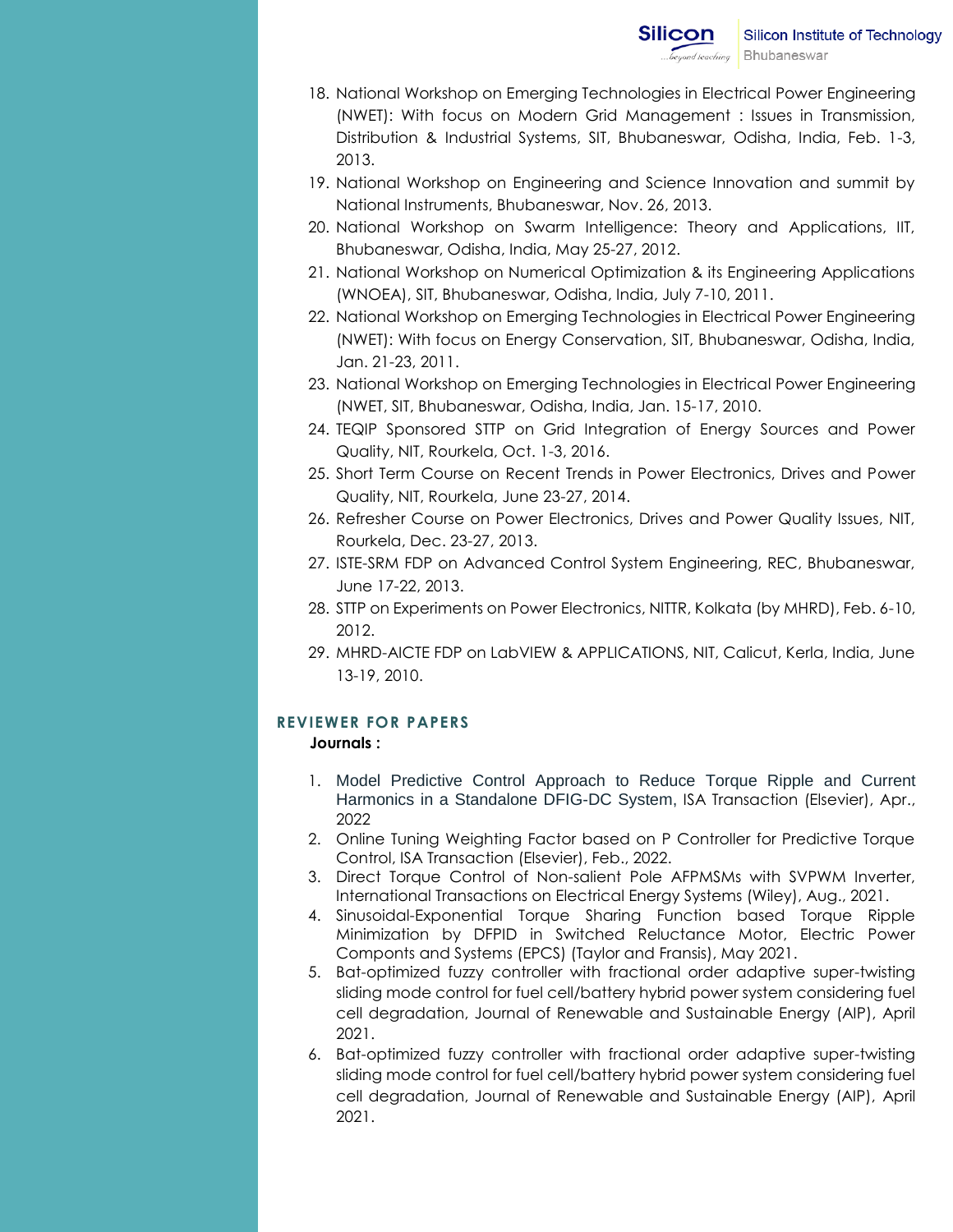18. National Workshop on Emerging Technologies in Electrical Power Engineering (NWET): With focus on Modern Grid Management : Issues in Transmission, Distribution & Industrial Systems, SIT, Bhubaneswar, Odisha, India, Feb. 1-3, 2013.
19. National Workshop on Engineering and Science Innovation and summit by National Instruments, Bhubaneswar, Nov. 26, 2013.
20. National Workshop on Swarm Intelligence: Theory and Applications, IIT, Bhubaneswar, Odisha, India, May 25-27, 2012.
21. National Workshop on Numerical Optimization & its Engineering Applications (WNOEA), SIT, Bhubaneswar, Odisha, India, July 7-10, 2011.
22. National Workshop on Emerging Technologies in Electrical Power Engineering (NWET): With focus on Energy Conservation, SIT, Bhubaneswar, Odisha, India, Jan. 21-23, 2011.
23. National Workshop on Emerging Technologies in Electrical Power Engineering (NWET, SIT, Bhubaneswar, Odisha, India, Jan. 15-17, 2010.
24. TEQIP Sponsored STTP on Grid Integration of Energy Sources and Power Quality, NIT, Rourkela, Oct. 1-3, 2016.
25. Short Term Course on Recent Trends in Power Electronics, Drives and Power Quality, NIT, Rourkela, June 23-27, 2014.
26. Refresher Course on Power Electronics, Drives and Power Quality Issues, NIT, Rourkela, Dec. 23-27, 2013.
27. ISTE-SRM FDP on Advanced Control System Engineering, REC, Bhubaneswar, June 17-22, 2013.
28. STTP on Experiments on Power Electronics, NITTR, Kolkata (by MHRD), Feb. 6-10, 2012.
29. MHRD-AICTE FDP on LabVIEW & APPLICATIONS, NIT, Calicut, Kerla, India, June 13-19, 2010.

## REVIEWER FOR PAPERS

**Journals :**

1. Model Predictive Control Approach to Reduce Torque Ripple and Current Harmonics in a Standalone DFIG-DC System, ISA Transaction (Elsevier), Apr., 2022
2. Online Tuning Weighting Factor based on P Controller for Predictive Torque Control, ISA Transaction (Elsevier), Feb., 2022.
3. Direct Torque Control of Non-salient Pole AFPMSMs with SVPWM Inverter, International Transactions on Electrical Energy Systems (Wiley), Aug., 2021.
4. Sinusoidal-Exponential Torque Sharing Function based Torque Ripple Minimization by DFPID in Switched Reluctance Motor, Electric Power Componts and Systems (EPCS) (Taylor and Fransis), May 2021.
5. Bat-optimized fuzzy controller with fractional order adaptive super-twisting sliding mode control for fuel cell/battery hybrid power system considering fuel cell degradation, Journal of Renewable and Sustainable Energy (AIP), April 2021.
6. Bat-optimized fuzzy controller with fractional order adaptive super-twisting sliding mode control for fuel cell/battery hybrid power system considering fuel cell degradation, Journal of Renewable and Sustainable Energy (AIP), April 2021.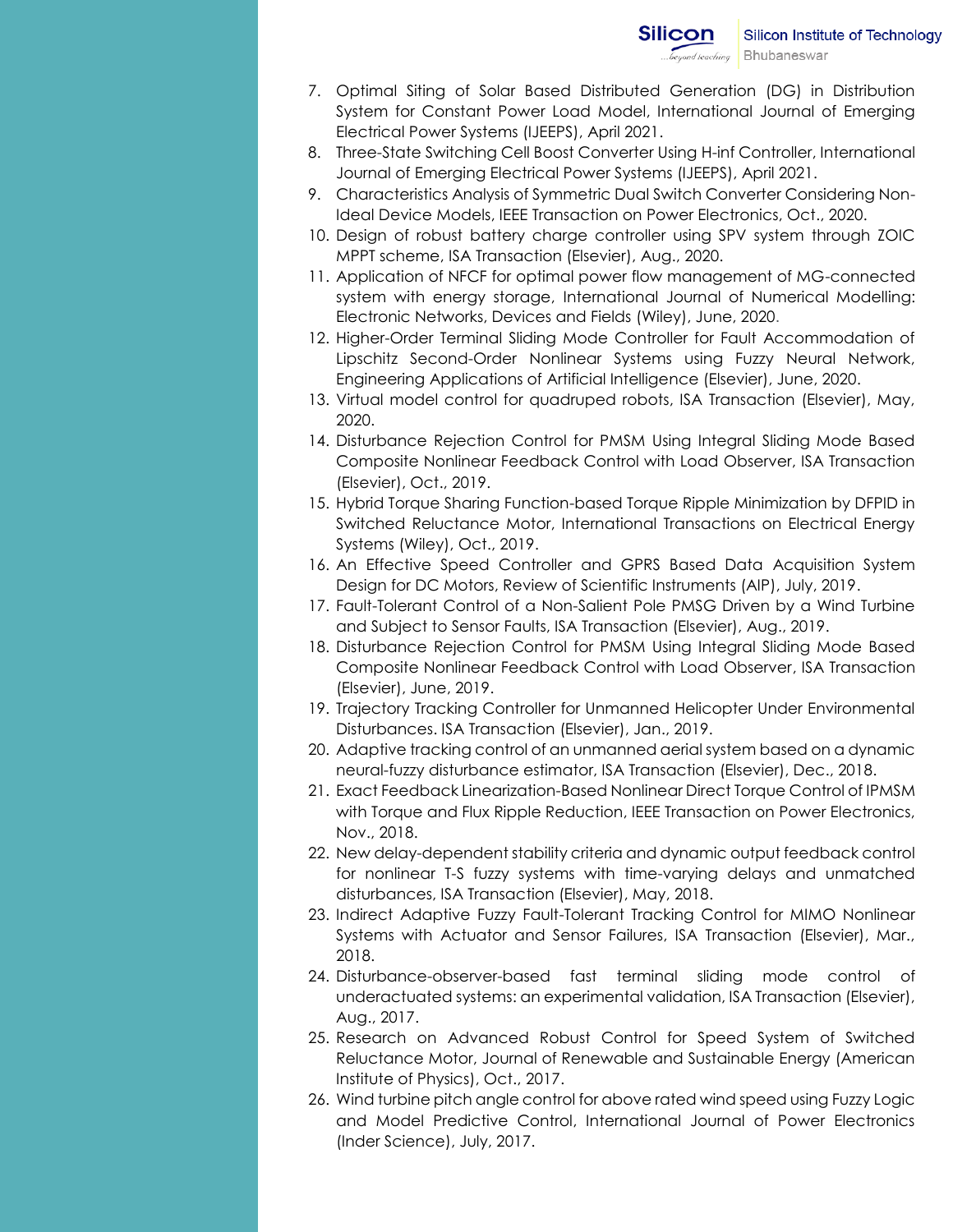7. Optimal Siting of Solar Based Distributed Generation (DG) in Distribution System for Constant Power Load Model, International Journal of Emerging Electrical Power Systems (IJEEPS), April 2021.
8. Three-State Switching Cell Boost Converter Using H-inf Controller, International Journal of Emerging Electrical Power Systems (IJEEPS), April 2021.
9. Characteristics Analysis of Symmetric Dual Switch Converter Considering Non-Ideal Device Models, IEEE Transaction on Power Electronics, Oct., 2020.
10. Design of robust battery charge controller using SPV system through ZOIC MPPT scheme, ISA Transaction (Elsevier), Aug., 2020.
11. Application of NFCF for optimal power flow management of MG-connected system with energy storage, International Journal of Numerical Modelling: Electronic Networks, Devices and Fields (Wiley), June, 2020.
12. Higher-Order Terminal Sliding Mode Controller for Fault Accommodation of Lipschitz Second-Order Nonlinear Systems using Fuzzy Neural Network, Engineering Applications of Artificial Intelligence (Elsevier), June, 2020.
13. Virtual model control for quadruped robots, ISA Transaction (Elsevier), May, 2020.
14. Disturbance Rejection Control for PMSM Using Integral Sliding Mode Based Composite Nonlinear Feedback Control with Load Observer, ISA Transaction (Elsevier), Oct., 2019.
15. Hybrid Torque Sharing Function-based Torque Ripple Minimization by DFPID in Switched Reluctance Motor, International Transactions on Electrical Energy Systems (Wiley), Oct., 2019.
16. An Effective Speed Controller and GPRS Based Data Acquisition System Design for DC Motors, Review of Scientific Instruments (AIP), July, 2019.
17. Fault-Tolerant Control of a Non-Salient Pole PMSG Driven by a Wind Turbine and Subject to Sensor Faults, ISA Transaction (Elsevier), Aug., 2019.
18. Disturbance Rejection Control for PMSM Using Integral Sliding Mode Based Composite Nonlinear Feedback Control with Load Observer, ISA Transaction (Elsevier), June, 2019.
19. Trajectory Tracking Controller for Unmanned Helicopter Under Environmental Disturbances. ISA Transaction (Elsevier), Jan., 2019.
20. Adaptive tracking control of an unmanned aerial system based on a dynamic neural-fuzzy disturbance estimator, ISA Transaction (Elsevier), Dec., 2018.
21. Exact Feedback Linearization-Based Nonlinear Direct Torque Control of IPMSM with Torque and Flux Ripple Reduction, IEEE Transaction on Power Electronics, Nov., 2018.
22. New delay-dependent stability criteria and dynamic output feedback control for nonlinear T-S fuzzy systems with time-varying delays and unmatched disturbances, ISA Transaction (Elsevier), May, 2018.
23. Indirect Adaptive Fuzzy Fault-Tolerant Tracking Control for MIMO Nonlinear Systems with Actuator and Sensor Failures, ISA Transaction (Elsevier), Mar., 2018.
24. Disturbance-observer-based fast terminal sliding mode control of underactuated systems: an experimental validation, ISA Transaction (Elsevier), Aug., 2017.
25. Research on Advanced Robust Control for Speed System of Switched Reluctance Motor, Journal of Renewable and Sustainable Energy (American Institute of Physics), Oct., 2017.
26. Wind turbine pitch angle control for above rated wind speed using Fuzzy Logic and Model Predictive Control, International Journal of Power Electronics (Inder Science), July, 2017.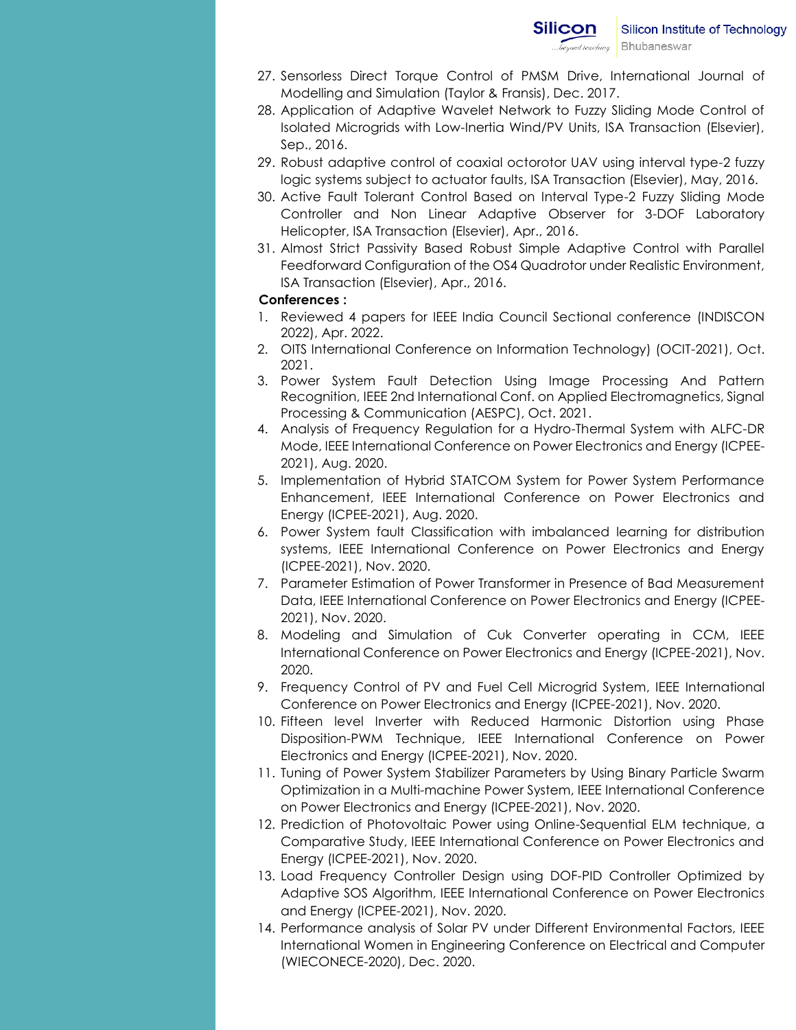27. Sensorless Direct Torque Control of PMSM Drive, International Journal of Modelling and Simulation (Taylor & Fransis), Dec. 2017.
28. Application of Adaptive Wavelet Network to Fuzzy Sliding Mode Control of Isolated Microgrids with Low-Inertia Wind/PV Units, ISA Transaction (Elsevier), Sep., 2016.
29. Robust adaptive control of coaxial octorotor UAV using interval type-2 fuzzy logic systems subject to actuator faults, ISA Transaction (Elsevier), May, 2016.
30. Active Fault Tolerant Control Based on Interval Type-2 Fuzzy Sliding Mode Controller and Non Linear Adaptive Observer for 3-DOF Laboratory Helicopter, ISA Transaction (Elsevier), Apr., 2016.
31. Almost Strict Passivity Based Robust Simple Adaptive Control with Parallel Feedforward Configuration of the OS4 Quadrotor under Realistic Environment, ISA Transaction (Elsevier), Apr., 2016.

**Conferences :**

1. Reviewed 4 papers for IEEE India Council Sectional conference (INDISCON 2022), Apr. 2022.
2. OITS International Conference on Information Technology) (OCIT-2021), Oct. 2021.
3. Power System Fault Detection Using Image Processing And Pattern Recognition, IEEE 2nd International Conf. on Applied Electromagnetics, Signal Processing & Communication (AESPC), Oct. 2021.
4. Analysis of Frequency Regulation for a Hydro-Thermal System with ALFC-DR Mode, IEEE International Conference on Power Electronics and Energy (ICPEE-2021), Aug. 2020.
5. Implementation of Hybrid STATCOM System for Power System Performance Enhancement, IEEE International Conference on Power Electronics and Energy (ICPEE-2021), Aug. 2020.
6. Power System fault Classification with imbalanced learning for distribution systems, IEEE International Conference on Power Electronics and Energy (ICPEE-2021), Nov. 2020.
7. Parameter Estimation of Power Transformer in Presence of Bad Measurement Data, IEEE International Conference on Power Electronics and Energy (ICPEE-2021), Nov. 2020.
8. Modeling and Simulation of Cuk Converter operating in CCM, IEEE International Conference on Power Electronics and Energy (ICPEE-2021), Nov. 2020.
9. Frequency Control of PV and Fuel Cell Microgrid System, IEEE International Conference on Power Electronics and Energy (ICPEE-2021), Nov. 2020.
10. Fifteen level Inverter with Reduced Harmonic Distortion using Phase Disposition-PWM Technique, IEEE International Conference on Power Electronics and Energy (ICPEE-2021), Nov. 2020.
11. Tuning of Power System Stabilizer Parameters by Using Binary Particle Swarm Optimization in a Multi-machine Power System, IEEE International Conference on Power Electronics and Energy (ICPEE-2021), Nov. 2020.
12. Prediction of Photovoltaic Power using Online-Sequential ELM technique, a Comparative Study, IEEE International Conference on Power Electronics and Energy (ICPEE-2021), Nov. 2020.
13. Load Frequency Controller Design using DOF-PID Controller Optimized by Adaptive SOS Algorithm, IEEE International Conference on Power Electronics and Energy (ICPEE-2021), Nov. 2020.
14. Performance analysis of Solar PV under Different Environmental Factors, IEEE International Women in Engineering Conference on Electrical and Computer (WIECONECE-2020), Dec. 2020.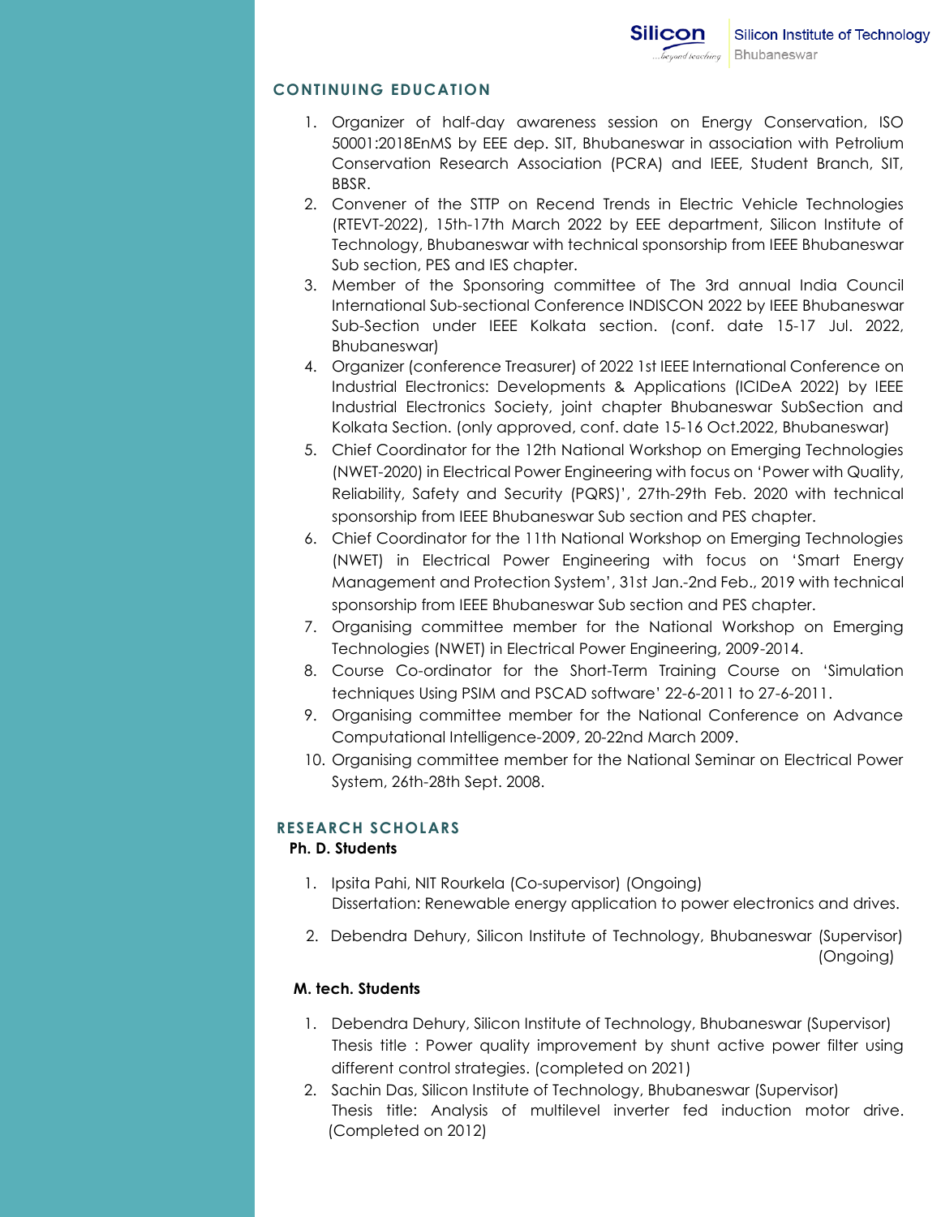## CONTINUING EDUCATION

1. Organizer of half-day awareness session on Energy Conservation, ISO 50001:2018EnMS by EEE dep. SIT, Bhubaneswar in association with Petrolium Conservation Research Association (PCRA) and IEEE, Student Branch, SIT, BBSR.
2. Convener of the STTP on Recend Trends in Electric Vehicle Technologies (RTEVT-2022), 15th-17th March 2022 by EEE department, Silicon Institute of Technology, Bhubaneswar with technical sponsorship from IEEE Bhubaneswar Sub section, PES and IES chapter.
3. Member of the Sponsoring committee of The 3rd annual India Council International Sub-sectional Conference INDISCON 2022 by IEEE Bhubaneswar Sub-Section under IEEE Kolkata section. (conf. date 15-17 Jul. 2022, Bhubaneswar)
4. Organizer (conference Treasurer) of 2022 1st IEEE International Conference on Industrial Electronics: Developments & Applications (ICIDeA 2022) by IEEE Industrial Electronics Society, joint chapter Bhubaneswar SubSection and Kolkata Section. (only approved, conf. date 15-16 Oct.2022, Bhubaneswar)
5. Chief Coordinator for the 12th National Workshop on Emerging Technologies (NWET-2020) in Electrical Power Engineering with focus on 'Power with Quality, Reliability, Safety and Security (PQRS)', 27th-29th Feb. 2020 with technical sponsorship from IEEE Bhubaneswar Sub section and PES chapter.
6. Chief Coordinator for the 11th National Workshop on Emerging Technologies (NWET) in Electrical Power Engineering with focus on 'Smart Energy Management and Protection System', 31st Jan.-2nd Feb., 2019 with technical sponsorship from IEEE Bhubaneswar Sub section and PES chapter.
7. Organising committee member for the National Workshop on Emerging Technologies (NWET) in Electrical Power Engineering, 2009-2014.
8. Course Co-ordinator for the Short-Term Training Course on 'Simulation techniques Using PSIM and PSCAD software' 22-6-2011 to 27-6-2011.
9. Organising committee member for the National Conference on Advance Computational Intelligence-2009, 20-22nd March 2009.
10. Organising committee member for the National Seminar on Electrical Power System, 26th-28th Sept. 2008.

## RESEARCH SCHOLARS

**Ph. D. Students**

1. Ipsita Pahi, NIT Rourkela (Co-supervisor) (Ongoing)
   Dissertation: Renewable energy application to power electronics and drives.
2. Debendra Dehury, Silicon Institute of Technology, Bhubaneswar (Supervisor) (Ongoing)

**M. tech. Students**

1. Debendra Dehury, Silicon Institute of Technology, Bhubaneswar (Supervisor)
   Thesis title : Power quality improvement by shunt active power filter using different control strategies. (completed on 2021)
2. Sachin Das, Silicon Institute of Technology, Bhubaneswar (Supervisor)
   Thesis title: Analysis of multilevel inverter fed induction motor drive. (Completed on 2012)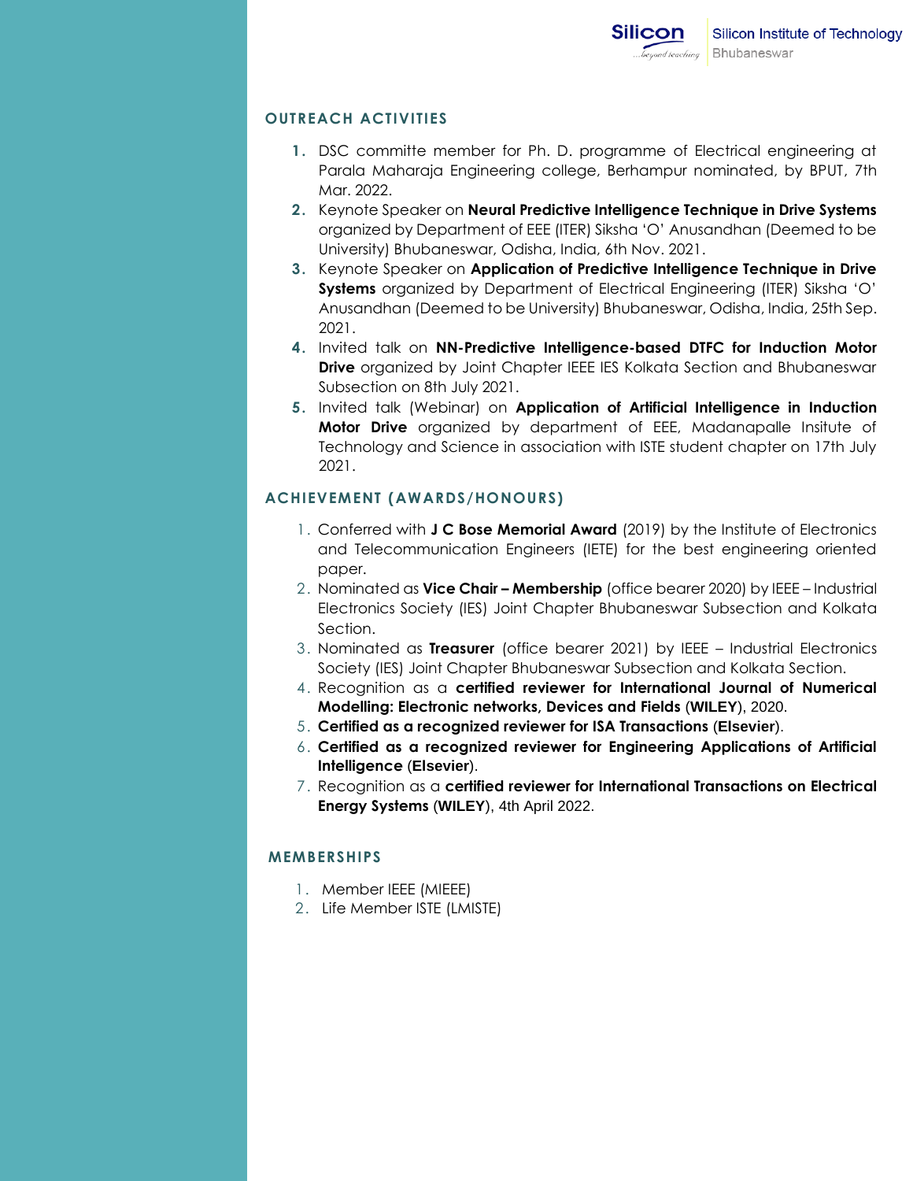## OUTREACH ACTIVITIES

1. DSC committe member for Ph. D. programme of Electrical engineering at Parala Maharaja Engineering college, Berhampur nominated, by BPUT, 7th Mar. 2022.
2. Keynote Speaker on **Neural Predictive Intelligence Technique in Drive Systems** organized by Department of EEE (ITER) Siksha 'O' Anusandhan (Deemed to be University) Bhubaneswar, Odisha, India, 6th Nov. 2021.
3. Keynote Speaker on **Application of Predictive Intelligence Technique in Drive Systems** organized by Department of Electrical Engineering (ITER) Siksha 'O' Anusandhan (Deemed to be University) Bhubaneswar, Odisha, India, 25th Sep. 2021.
4. Invited talk on **NN-Predictive Intelligence-based DTFC for Induction Motor Drive** organized by Joint Chapter IEEE IES Kolkata Section and Bhubaneswar Subsection on 8th July 2021.
5. Invited talk (Webinar) on **Application of Artificial Intelligence in Induction Motor Drive** organized by department of EEE, Madanapalle Insitute of Technology and Science in association with ISTE student chapter on 17th July 2021.

## ACHIEVEMENT (AWARDS/HONOURS)

1. Conferred with **J C Bose Memorial Award** (2019) by the Institute of Electronics and Telecommunication Engineers (IETE) for the best engineering oriented paper.
2. Nominated as **Vice Chair – Membership** (office bearer 2020) by IEEE – Industrial Electronics Society (IES) Joint Chapter Bhubaneswar Subsection and Kolkata Section.
3. Nominated as **Treasurer** (office bearer 2021) by IEEE – Industrial Electronics Society (IES) Joint Chapter Bhubaneswar Subsection and Kolkata Section.
4. Recognition as a **certified reviewer for International Journal of Numerical Modelling: Electronic networks, Devices and Fields** (**WILEY**), 2020.
5. **Certified as a recognized reviewer for ISA Transactions** (**Elsevier**).
6. **Certified as a recognized reviewer for Engineering Applications of Artificial Intelligence** (**Elsevier**).
7. Recognition as a **certified reviewer for International Transactions on Electrical Energy Systems** (**WILEY**), 4th April 2022.

## MEMBERSHIPS

1. Member IEEE (MIEEE)
2. Life Member ISTE (LMISTE)